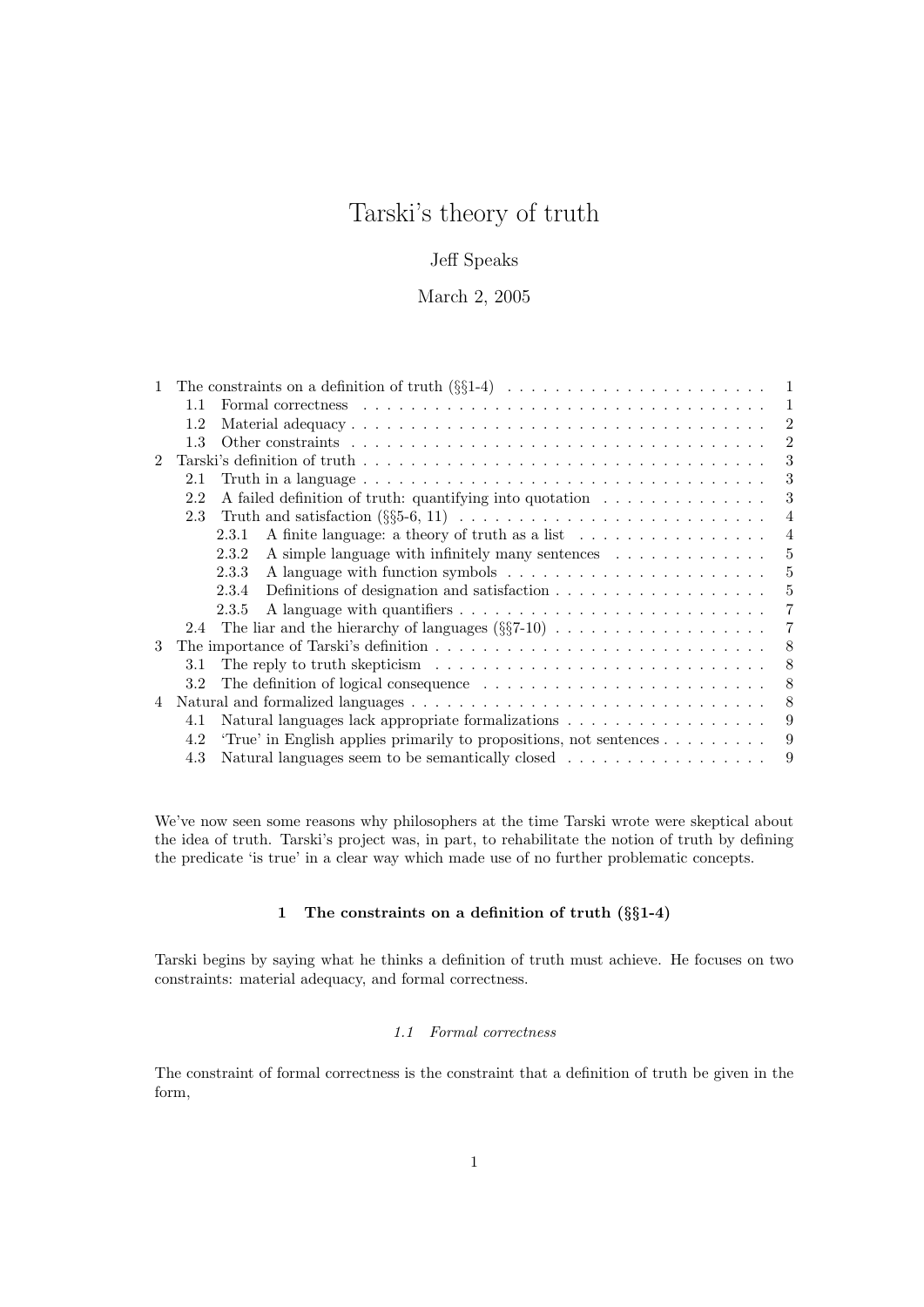# Tarski's theory of truth

Jeff Speaks

March 2, 2005

1 The constraints on a definition of truth (§§1-4) . . . . . 1
  1.1 Formal correctness . . . . . 1
  1.2 Material adequacy . . . . . 2
  1.3 Other constraints . . . . . 2
2 Tarski's definition of truth . . . . . 3
  2.1 Truth in a language . . . . . 3
  2.2 A failed definition of truth: quantifying into quotation . . . . . 3
  2.3 Truth and satisfaction (§§5-6, 11) . . . . . 4
    2.3.1 A finite language: a theory of truth as a list . . . . . 4
    2.3.2 A simple language with infinitely many sentences . . . . . 5
    2.3.3 A language with function symbols . . . . . 5
    2.3.4 Definitions of designation and satisfaction . . . . . 5
    2.3.5 A language with quantifiers . . . . . 7
  2.4 The liar and the hierarchy of languages (§§7-10) . . . . . 7
3 The importance of Tarski's definition . . . . . 8
  3.1 The reply to truth skepticism . . . . . 8
  3.2 The definition of logical consequence . . . . . 8
4 Natural and formalized languages . . . . . 8
  4.1 Natural languages lack appropriate formalizations . . . . . 9
  4.2 'True' in English applies primarily to propositions, not sentences . . . . . 9
  4.3 Natural languages seem to be semantically closed . . . . . 9

We've now seen some reasons why philosophers at the time Tarski wrote were skeptical about the idea of truth. Tarski's project was, in part, to rehabilitate the notion of truth by defining the predicate 'is true' in a clear way which made use of no further problematic concepts.

## 1 The constraints on a definition of truth (§§1-4)

Tarski begins by saying what he thinks a definition of truth must achieve. He focuses on two constraints: material adequacy, and formal correctness.

### *1.1 Formal correctness*

The constraint of formal correctness is the constraint that a definition of truth be given in the form,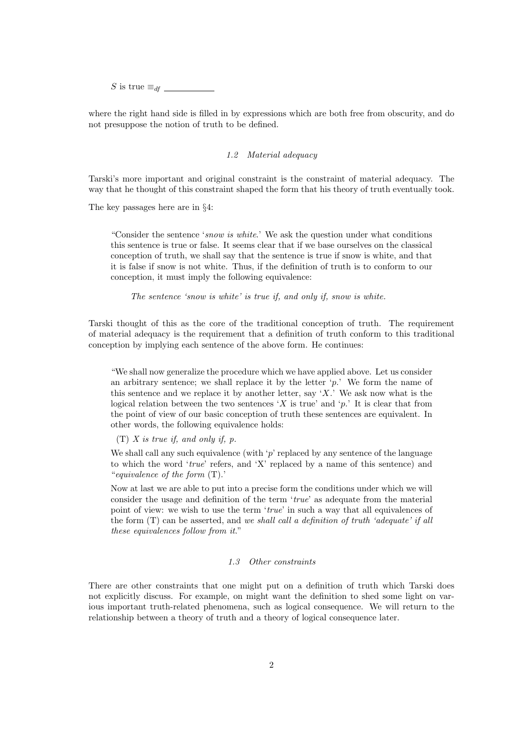$S$ is true $\equiv_{df}$ \_\_\_\_\_\_\_\_\_\_

where the right hand side is filled in by expressions which are both free from obscurity, and do not presuppose the notion of truth to be defined.

### *1.2 Material adequacy*

Tarski's more important and original constraint is the constraint of material adequacy. The way that he thought of this constraint shaped the form that his theory of truth eventually took.

The key passages here are in §4:

> "Consider the sentence '*snow is white*.' We ask the question under what conditions this sentence is true or false. It seems clear that if we base ourselves on the classical conception of truth, we shall say that the sentence is true if snow is white, and that it is false if snow is not white. Thus, if the definition of truth is to conform to our conception, it must imply the following equivalence:
>
> > *The sentence 'snow is white' is true if, and only if, snow is white.*

Tarski thought of this as the core of the traditional conception of truth. The requirement of material adequacy is the requirement that a definition of truth conform to this traditional conception by implying each sentence of the above form. He continues:

> "We shall now generalize the procedure which we have applied above. Let us consider an arbitrary sentence; we shall replace it by the letter '$p$.' We form the name of this sentence and we replace it by another letter, say '$X$.' We ask now what is the logical relation between the two sentences '$X$ is true' and '$p$.' It is clear that from the point of view of our basic conception of truth these sentences are equivalent. In other words, the following equivalence holds:
>
> (T) *$X$ is true if, and only if, $p$.*
>
> We shall call any such equivalence (with '$p$' replaced by any sentence of the language to which the word '*true*' refers, and 'X' replaced by a name of this sentence) and "*equivalence of the form* (T).'
>
> Now at last we are able to put into a precise form the conditions under which we will consider the usage and definition of the term '*true*' as adequate from the material point of view: we wish to use the term '*true*' in such a way that all equivalences of the form (T) can be asserted, and *we shall call a definition of truth 'adequate' if all these equivalences follow from it.*"

### *1.3 Other constraints*

There are other constraints that one might put on a definition of truth which Tarski does not explicitly discuss. For example, on might want the definition to shed some light on various important truth-related phenomena, such as logical consequence. We will return to the relationship between a theory of truth and a theory of logical consequence later.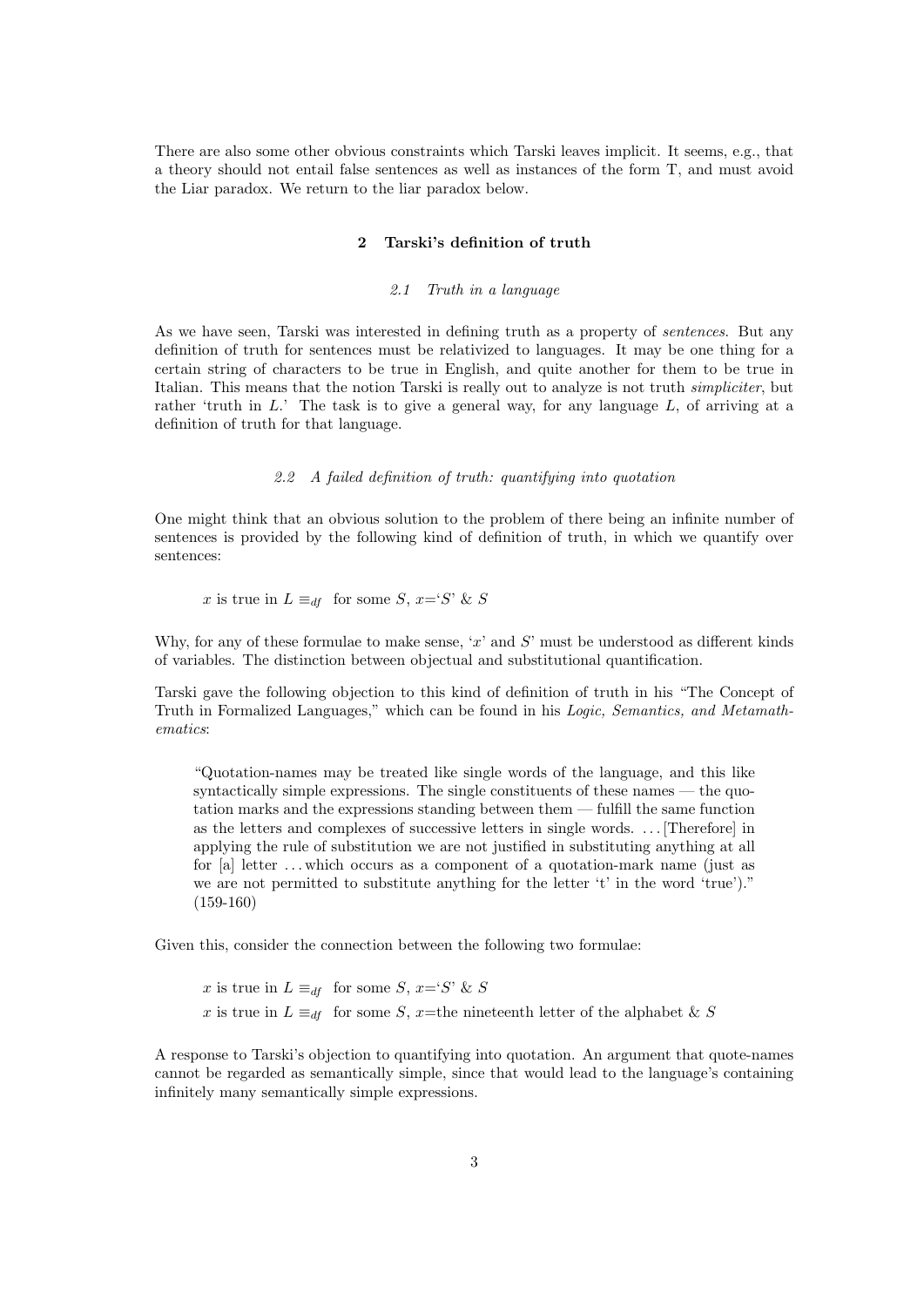There are also some other obvious constraints which Tarski leaves implicit. It seems, e.g., that a theory should not entail false sentences as well as instances of the form T, and must avoid the Liar paradox. We return to the liar paradox below.

## 2 Tarski's definition of truth

### 2.1 Truth in a language

As we have seen, Tarski was interested in defining truth as a property of *sentences*. But any definition of truth for sentences must be relativized to languages. It may be one thing for a certain string of characters to be true in English, and quite another for them to be true in Italian. This means that the notion Tarski is really out to analyze is not truth *simpliciter*, but rather 'truth in $L$.' The task is to give a general way, for any language $L$, of arriving at a definition of truth for that language.

### 2.2 A failed definition of truth: quantifying into quotation

One might think that an obvious solution to the problem of there being an infinite number of sentences is provided by the following kind of definition of truth, in which we quantify over sentences:

> $x$ is true in $L \equiv_{df}$ for some $S$, $x$='$S$' & $S$

Why, for any of these formulae to make sense, '$x$' and $S$' must be understood as different kinds of variables. The distinction between objectual and substitutional quantification.

Tarski gave the following objection to this kind of definition of truth in his "The Concept of Truth in Formalized Languages," which can be found in his *Logic, Semantics, and Metamathematics*:

> "Quotation-names may be treated like single words of the language, and this like syntactically simple expressions. The single constituents of these names — the quotation marks and the expressions standing between them — fulfill the same function as the letters and complexes of successive letters in single words. ... [Therefore] in applying the rule of substitution we are not justified in substituting anything at all for [a] letter ... which occurs as a component of a quotation-mark name (just as we are not permitted to substitute anything for the letter 't' in the word 'true')." (159-160)

Given this, consider the connection between the following two formulae:

> $x$ is true in $L \equiv_{df}$ for some $S$, $x$='$S$' & $S$
>
> $x$ is true in $L \equiv_{df}$ for some $S$, $x$=the nineteenth letter of the alphabet & $S$

A response to Tarski's objection to quantifying into quotation. An argument that quote-names cannot be regarded as semantically simple, since that would lead to the language's containing infinitely many semantically simple expressions.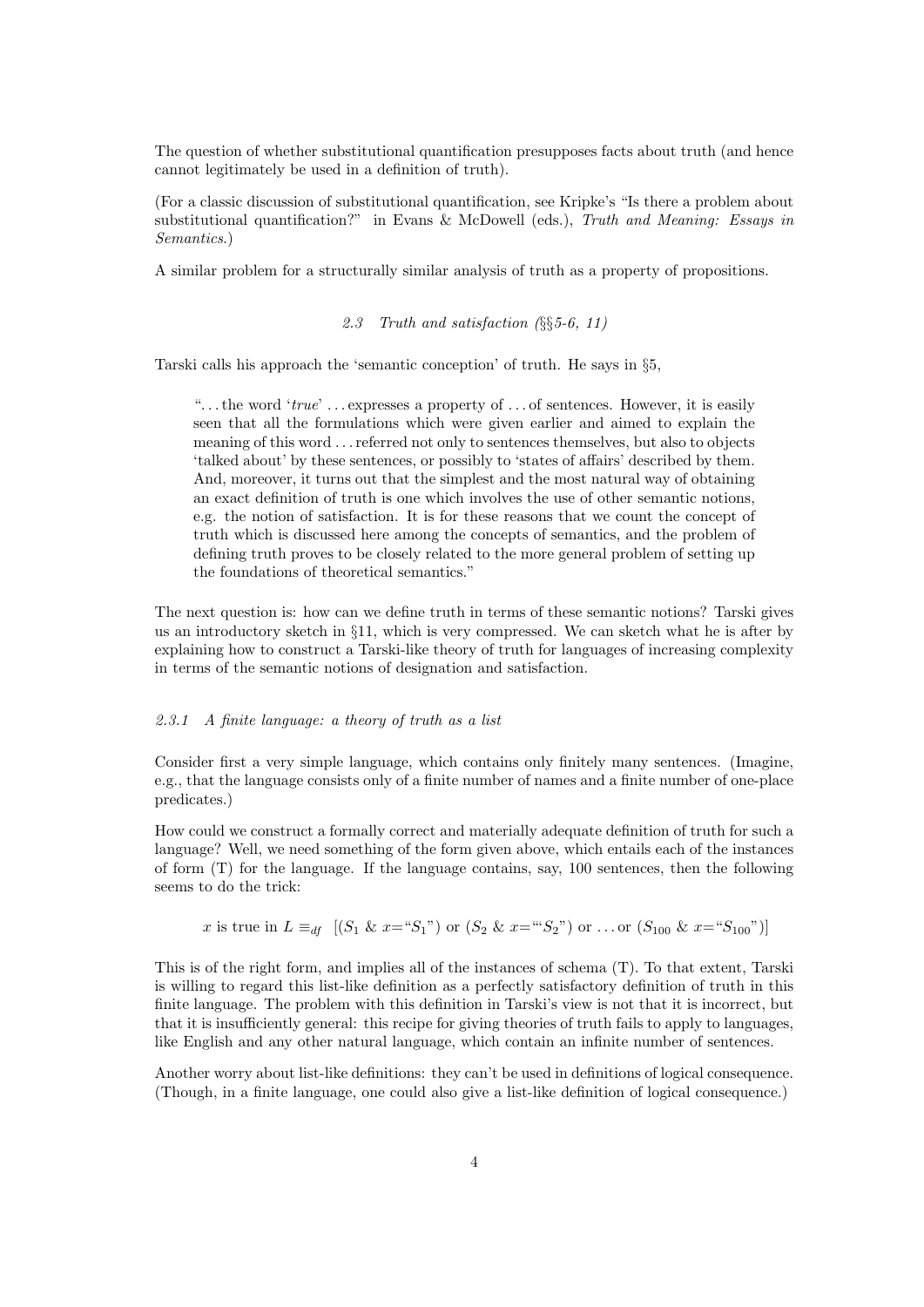The question of whether substitutional quantification presupposes facts about truth (and hence cannot legitimately be used in a definition of truth).

(For a classic discussion of substitutional quantification, see Kripke's "Is there a problem about substitutional quantification?" in Evans & McDowell (eds.), *Truth and Meaning: Essays in Semantics*.)

A similar problem for a structurally similar analysis of truth as a property of propositions.

### *2.3 Truth and satisfaction (§§5-6, 11)*

Tarski calls his approach the 'semantic conception' of truth. He says in §5,

> "... the word '*true*' ... expresses a property of ... of sentences. However, it is easily seen that all the formulations which were given earlier and aimed to explain the meaning of this word ... referred not only to sentences themselves, but also to objects 'talked about' by these sentences, or possibly to 'states of affairs' described by them. And, moreover, it turns out that the simplest and the most natural way of obtaining an exact definition of truth is one which involves the use of other semantic notions, e.g. the notion of satisfaction. It is for these reasons that we count the concept of truth which is discussed here among the concepts of semantics, and the problem of defining truth proves to be closely related to the more general problem of setting up the foundations of theoretical semantics."

The next question is: how can we define truth in terms of these semantic notions? Tarski gives us an introductory sketch in §11, which is very compressed. We can sketch what he is after by explaining how to construct a Tarski-like theory of truth for languages of increasing complexity in terms of the semantic notions of designation and satisfaction.

#### *2.3.1 A finite language: a theory of truth as a list*

Consider first a very simple language, which contains only finitely many sentences. (Imagine, e.g., that the language consists only of a finite number of names and a finite number of one-place predicates.)

How could we construct a formally correct and materially adequate definition of truth for such a language? Well, we need something of the form given above, which entails each of the instances of form (T) for the language. If the language contains, say, 100 sentences, then the following seems to do the trick:

$$x \text{ is true in } L \equiv_{df} [(S_1 \ \& \ x=\text{“}S_1\text{”}) \text{ or } (S_2 \ \& \ x=\text{“‘}S_2\text{”}) \text{ or } \ldots \text{or } (S_{100} \ \& \ x=\text{“}S_{100}\text{”})]$$

This is of the right form, and implies all of the instances of schema (T). To that extent, Tarski is willing to regard this list-like definition as a perfectly satisfactory definition of truth in this finite language. The problem with this definition in Tarski's view is not that it is incorrect, but that it is insufficiently general: this recipe for giving theories of truth fails to apply to languages, like English and any other natural language, which contain an infinite number of sentences.

Another worry about list-like definitions: they can't be used in definitions of logical consequence. (Though, in a finite language, one could also give a list-like definition of logical consequence.)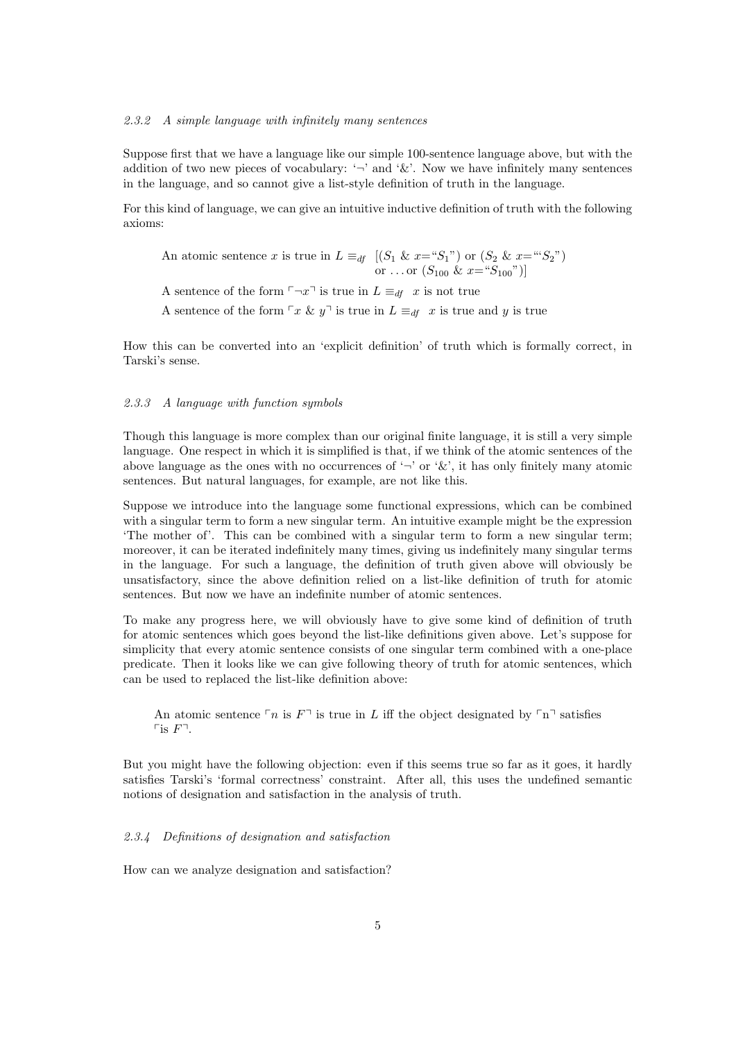#### *2.3.2 A simple language with infinitely many sentences*

Suppose first that we have a language like our simple 100-sentence language above, but with the addition of two new pieces of vocabulary: '¬' and '&'. Now we have infinitely many sentences in the language, and so cannot give a list-style definition of truth in the language.

For this kind of language, we can give an intuitive inductive definition of truth with the following axioms:

> An atomic sentence $x$ is true in $L \equiv_{df}$ $[(S_1 \;\&\; x=\text{“}S_1\text{”})$ or $(S_2 \;\&\; x=\text{“‘}S_2\text{”})$ or ... or $(S_{100} \;\&\; x=\text{“}S_{100}\text{”})]$
>
> A sentence of the form $\ulcorner \neg x \urcorner$ is true in $L \equiv_{df}$ $x$ is not true
>
> A sentence of the form $\ulcorner x \;\&\; y \urcorner$ is true in $L \equiv_{df}$ $x$ is true and $y$ is true

How this can be converted into an 'explicit definition' of truth which is formally correct, in Tarski's sense.

#### *2.3.3 A language with function symbols*

Though this language is more complex than our original finite language, it is still a very simple language. One respect in which it is simplified is that, if we think of the atomic sentences of the above language as the ones with no occurrences of '¬' or '&', it has only finitely many atomic sentences. But natural languages, for example, are not like this.

Suppose we introduce into the language some functional expressions, which can be combined with a singular term to form a new singular term. An intuitive example might be the expression 'The mother of'. This can be combined with a singular term to form a new singular term; moreover, it can be iterated indefinitely many times, giving us indefinitely many singular terms in the language. For such a language, the definition of truth given above will obviously be unsatisfactory, since the above definition relied on a list-like definition of truth for atomic sentences. But now we have an indefinite number of atomic sentences.

To make any progress here, we will obviously have to give some kind of definition of truth for atomic sentences which goes beyond the list-like definitions given above. Let's suppose for simplicity that every atomic sentence consists of one singular term combined with a one-place predicate. Then it looks like we can give following theory of truth for atomic sentences, which can be used to replaced the list-like definition above:

> An atomic sentence $\ulcorner n$ is $F \urcorner$ is true in $L$ iff the object designated by $\ulcorner \text{n} \urcorner$ satisfies $\ulcorner$is $F\urcorner$.

But you might have the following objection: even if this seems true so far as it goes, it hardly satisfies Tarski's 'formal correctness' constraint. After all, this uses the undefined semantic notions of designation and satisfaction in the analysis of truth.

#### *2.3.4 Definitions of designation and satisfaction*

How can we analyze designation and satisfaction?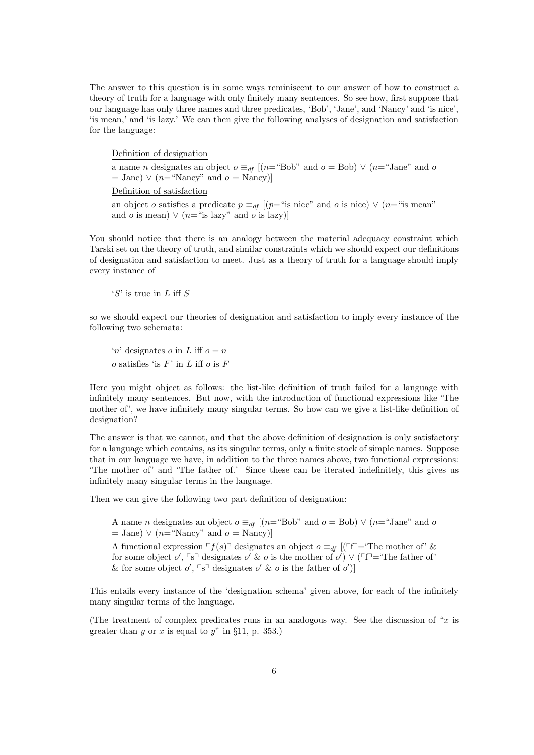The answer to this question is in some ways reminiscent to our answer of how to construct a theory of truth for a language with only finitely many sentences. So see how, first suppose that our language has only three names and three predicates, 'Bob', 'Jane', and 'Nancy' and 'is nice', 'is mean,' and 'is lazy.' We can then give the following analyses of designation and satisfaction for the language:

> <u>Definition of designation</u>
>
> a name $n$ designates an object $o \equiv_{df}$ [($n$="Bob" and $o$ = Bob) $\vee$ ($n$="Jane" and $o$ = Jane) $\vee$ ($n$="Nancy" and $o$ = Nancy)]
>
> <u>Definition of satisfaction</u>
>
> an object $o$ satisfies a predicate $p \equiv_{df}$ [($p$="is nice" and $o$ is nice) $\vee$ ($n$="is mean" and $o$ is mean) $\vee$ ($n$="is lazy" and $o$ is lazy)]

You should notice that there is an analogy between the material adequacy constraint which Tarski set on the theory of truth, and similar constraints which we should expect our definitions of designation and satisfaction to meet. Just as a theory of truth for a language should imply every instance of

> '$S$' is true in $L$ iff $S$

so we should expect our theories of designation and satisfaction to imply every instance of the following two schemata:

> '$n$' designates $o$ in $L$ iff $o = n$
>
> $o$ satisfies 'is $F$' in $L$ iff $o$ is $F$

Here you might object as follows: the list-like definition of truth failed for a language with infinitely many sentences. But now, with the introduction of functional expressions like 'The mother of', we have infinitely many singular terms. So how can we give a list-like definition of designation?

The answer is that we cannot, and that the above definition of designation is only satisfactory for a language which contains, as its singular terms, only a finite stock of simple names. Suppose that in our language we have, in addition to the three names above, two functional expressions: 'The mother of' and 'The father of.' Since these can be iterated indefinitely, this gives us infinitely many singular terms in the language.

Then we can give the following two part definition of designation:

> A name $n$ designates an object $o \equiv_{df}$ [($n$="Bob" and $o$ = Bob) $\vee$ ($n$="Jane" and $o$ = Jane) $\vee$ ($n$="Nancy" and $o$ = Nancy)]
>
> A functional expression $\ulcorner f(s) \urcorner$ designates an object $o \equiv_{df}$ [($\ulcorner$f$\urcorner$='The mother of' & for some object $o'$, $\ulcorner$s$\urcorner$ designates $o'$ & $o$ is the mother of $o'$) $\vee$ ($\ulcorner$f$\urcorner$='The father of' & for some object $o'$, $\ulcorner$s$\urcorner$ designates $o'$ & $o$ is the father of $o'$)]

This entails every instance of the 'designation schema' given above, for each of the infinitely many singular terms of the language.

(The treatment of complex predicates runs in an analogous way. See the discussion of "$x$ is greater than $y$ or $x$ is equal to $y$" in §11, p. 353.)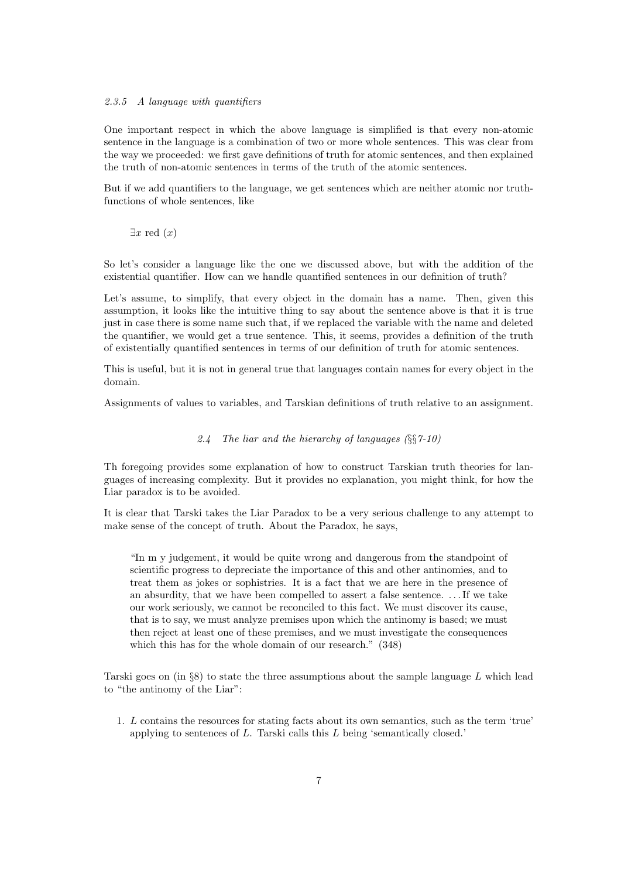#### *2.3.5 A language with quantifiers*

One important respect in which the above language is simplified is that every non-atomic sentence in the language is a combination of two or more whole sentences. This was clear from the way we proceeded: we first gave definitions of truth for atomic sentences, and then explained the truth of non-atomic sentences in terms of the truth of the atomic sentences.

But if we add quantifiers to the language, we get sentences which are neither atomic nor truth-functions of whole sentences, like

$$\exists x \text{ red } (x)$$

So let's consider a language like the one we discussed above, but with the addition of the existential quantifier. How can we handle quantified sentences in our definition of truth?

Let's assume, to simplify, that every object in the domain has a name. Then, given this assumption, it looks like the intuitive thing to say about the sentence above is that it is true just in case there is some name such that, if we replaced the variable with the name and deleted the quantifier, we would get a true sentence. This, it seems, provides a definition of the truth of existentially quantified sentences in terms of our definition of truth for atomic sentences.

This is useful, but it is not in general true that languages contain names for every object in the domain.

Assignments of values to variables, and Tarskian definitions of truth relative to an assignment.

### *2.4 The liar and the hierarchy of languages (§§7-10)*

Th foregoing provides some explanation of how to construct Tarskian truth theories for languages of increasing complexity. But it provides no explanation, you might think, for how the Liar paradox is to be avoided.

It is clear that Tarski takes the Liar Paradox to be a very serious challenge to any attempt to make sense of the concept of truth. About the Paradox, he says,

> "In m y judgement, it would be quite wrong and dangerous from the standpoint of scientific progress to depreciate the importance of this and other antinomies, and to treat them as jokes or sophistries. It is a fact that we are here in the presence of an absurdity, that we have been compelled to assert a false sentence. . . . If we take our work seriously, we cannot be reconciled to this fact. We must discover its cause, that is to say, we must analyze premises upon which the antinomy is based; we must then reject at least one of these premises, and we must investigate the consequences which this has for the whole domain of our research." (348)

Tarski goes on (in §8) to state the three assumptions about the sample language *L* which lead to "the antinomy of the Liar":

1. *L* contains the resources for stating facts about its own semantics, such as the term 'true' applying to sentences of *L*. Tarski calls this *L* being 'semantically closed.'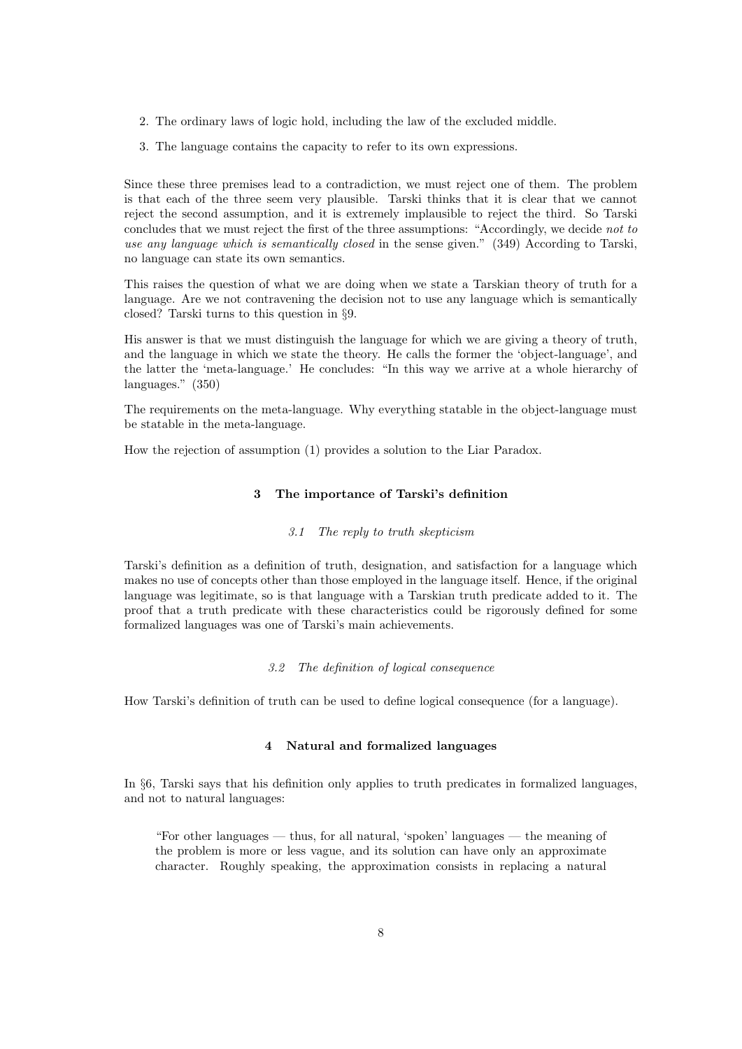2. The ordinary laws of logic hold, including the law of the excluded middle.
3. The language contains the capacity to refer to its own expressions.

Since these three premises lead to a contradiction, we must reject one of them. The problem is that each of the three seem very plausible. Tarski thinks that it is clear that we cannot reject the second assumption, and it is extremely implausible to reject the third. So Tarski concludes that we must reject the first of the three assumptions: "Accordingly, we decide *not to use any language which is semantically closed* in the sense given." (349) According to Tarski, no language can state its own semantics.

This raises the question of what we are doing when we state a Tarskian theory of truth for a language. Are we not contravening the decision not to use any language which is semantically closed? Tarski turns to this question in §9.

His answer is that we must distinguish the language for which we are giving a theory of truth, and the language in which we state the theory. He calls the former the 'object-language', and the latter the 'meta-language.' He concludes: "In this way we arrive at a whole hierarchy of languages." (350)

The requirements on the meta-language. Why everything statable in the object-language must be statable in the meta-language.

How the rejection of assumption (1) provides a solution to the Liar Paradox.

## 3 The importance of Tarski's definition

### *3.1 The reply to truth skepticism*

Tarski's definition as a definition of truth, designation, and satisfaction for a language which makes no use of concepts other than those employed in the language itself. Hence, if the original language was legitimate, so is that language with a Tarskian truth predicate added to it. The proof that a truth predicate with these characteristics could be rigorously defined for some formalized languages was one of Tarski's main achievements.

### *3.2 The definition of logical consequence*

How Tarski's definition of truth can be used to define logical consequence (for a language).

## 4 Natural and formalized languages

In §6, Tarski says that his definition only applies to truth predicates in formalized languages, and not to natural languages:

> "For other languages — thus, for all natural, 'spoken' languages — the meaning of the problem is more or less vague, and its solution can have only an approximate character. Roughly speaking, the approximation consists in replacing a natural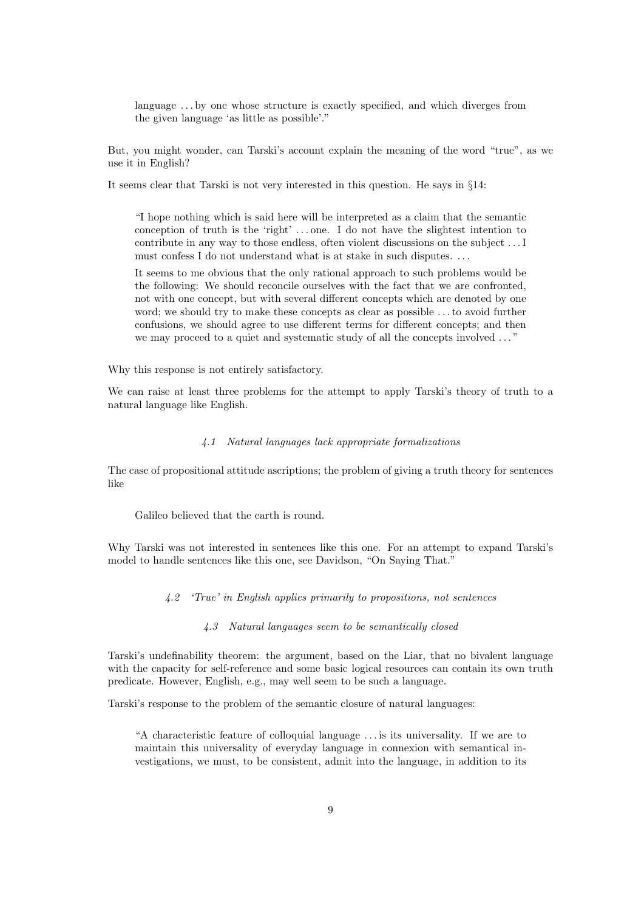> language ... by one whose structure is exactly specified, and which diverges from the given language 'as little as possible'."

But, you might wonder, can Tarski's account explain the meaning of the word "true", as we use it in English?

It seems clear that Tarski is not very interested in this question. He says in §14:

> "I hope nothing which is said here will be interpreted as a claim that the semantic conception of truth is the 'right' ... one. I do not have the slightest intention to contribute in any way to those endless, often violent discussions on the subject ... I must confess I do not understand what is at stake in such disputes. ...
>
> It seems to me obvious that the only rational approach to such problems would be the following: We should reconcile ourselves with the fact that we are confronted, not with one concept, but with several different concepts which are denoted by one word; we should try to make these concepts as clear as possible ... to avoid further confusions, we should agree to use different terms for different concepts; and then we may proceed to a quiet and systematic study of all the concepts involved ..."

Why this response is not entirely satisfactory.

We can raise at least three problems for the attempt to apply Tarski's theory of truth to a natural language like English.

### *4.1 Natural languages lack appropriate formalizations*

The case of propositional attitude ascriptions; the problem of giving a truth theory for sentences like

> Galileo believed that the earth is round.

Why Tarski was not interested in sentences like this one. For an attempt to expand Tarski's model to handle sentences like this one, see Davidson, "On Saying That."

### *4.2 'True' in English applies primarily to propositions, not sentences*

### *4.3 Natural languages seem to be semantically closed*

Tarski's undefinability theorem: the argument, based on the Liar, that no bivalent language with the capacity for self-reference and some basic logical resources can contain its own truth predicate. However, English, e.g., may well seem to be such a language.

Tarski's response to the problem of the semantic closure of natural languages:

> "A characteristic feature of colloquial language ... is its universality. If we are to maintain this universality of everyday language in connexion with semantical investigations, we must, to be consistent, admit into the language, in addition to its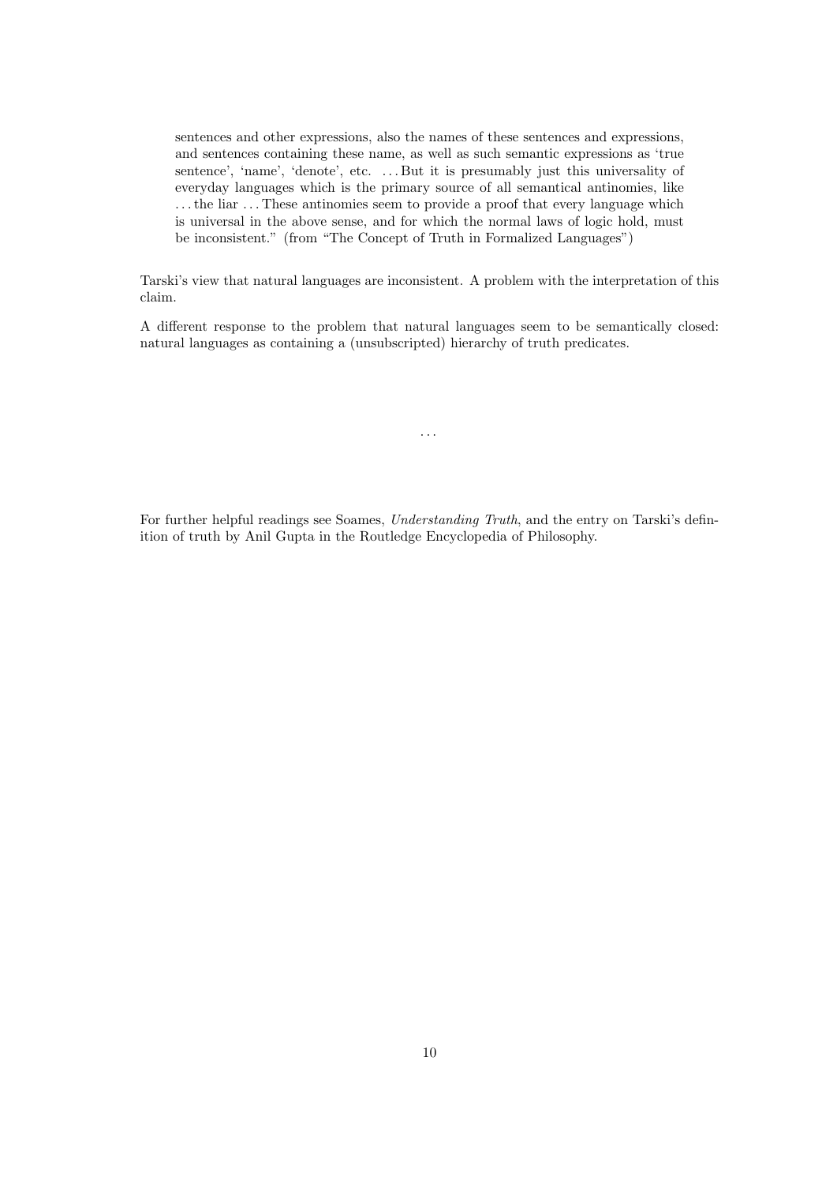> sentences and other expressions, also the names of these sentences and expressions, and sentences containing these name, as well as such semantic expressions as 'true sentence', 'name', 'denote', etc. ... But it is presumably just this universality of everyday languages which is the primary source of all semantical antinomies, like ... the liar ... These antinomies seem to provide a proof that every language which is universal in the above sense, and for which the normal laws of logic hold, must be inconsistent." (from "The Concept of Truth in Formalized Languages")

Tarski's view that natural languages are inconsistent. A problem with the interpretation of this claim.

A different response to the problem that natural languages seem to be semantically closed: natural languages as containing a (unsubscripted) hierarchy of truth predicates.

...

For further helpful readings see Soames, *Understanding Truth*, and the entry on Tarski's definition of truth by Anil Gupta in the Routledge Encyclopedia of Philosophy.